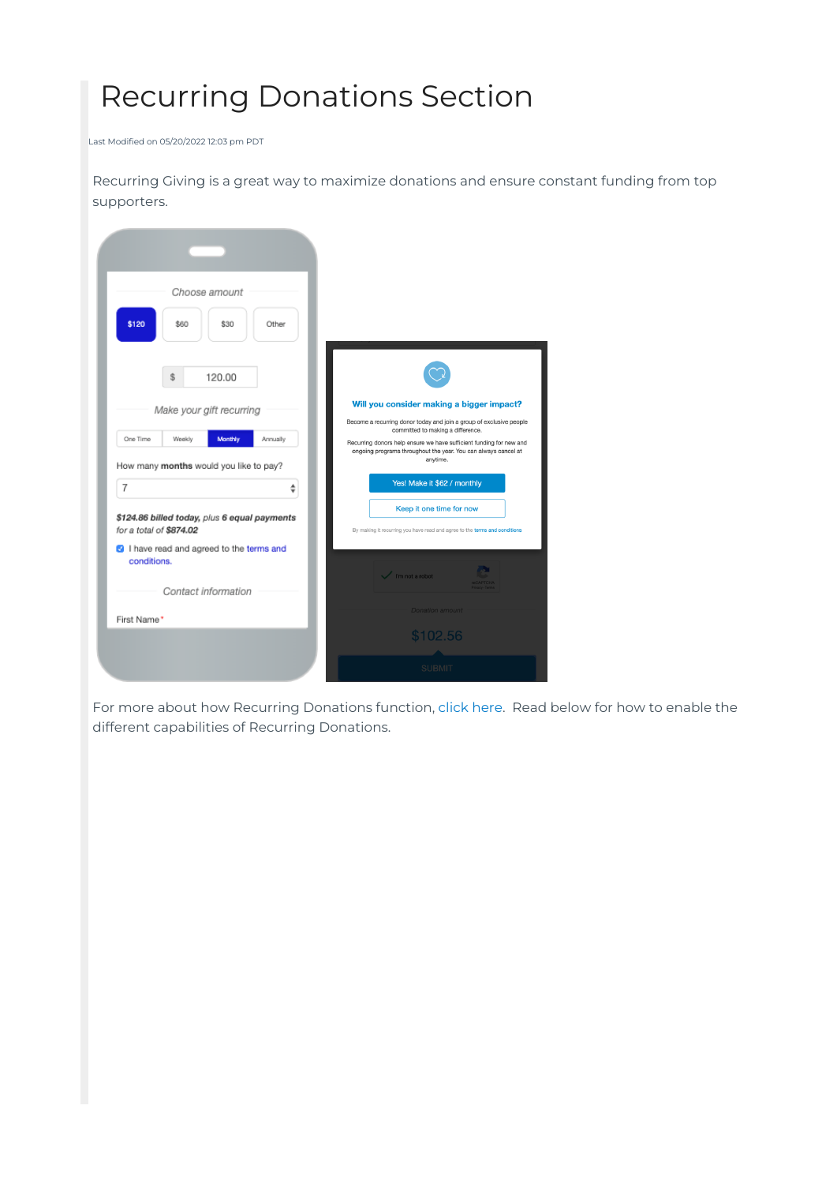# Recurring Donations Section

Last Modified on 05/20/2022 12:03 pm PDT

Recurring Giving is a great way to maximize donations and ensure constant funding from top supporters.

For more about how Recurring Donations function, click here. Read below for how to enable the different capabilities of Recurring Donations.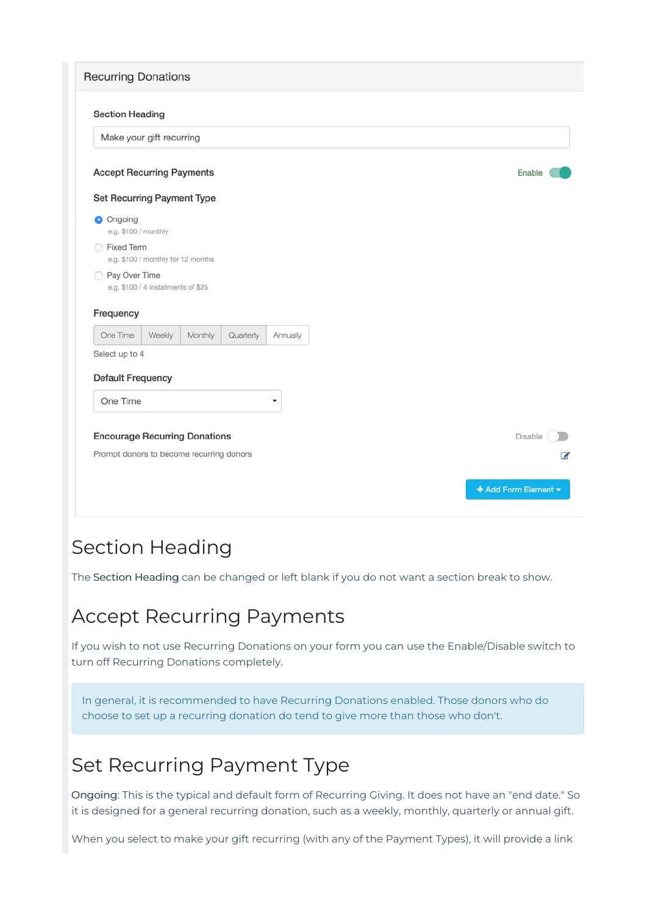Recurring Donations

Section Heading

Make your gift recurring

Accept Recurring Payments — Enable

Set Recurring Payment Type

- Ongoing
  e.g. $100 / monthly
- Fixed Term
  e.g. $100 / monthly for 12 months
- Pay Over Time
  e.g. $100 / 4 installments of $25

Frequency

| One Time | Weekly | Monthly | Quarterly | Annually |
|---|---|---|---|---|

Select up to 4

Default Frequency

One Time

Encouraging Recurring Donations — Disable

Prompt donors to become recurring donors

+ Add Form Element

# Section Heading

The **Section Heading** can be changed or left blank if you do not want a section break to show.

# Accept Recurring Payments

If you wish to not use Recurring Donations on your form you can use the Enable/Disable switch to turn off Recurring Donations completely.

> In general, it is recommended to have Recurring Donations enabled. Those donors who do choose to set up a recurring donation do tend to give more than those who don't.

# Set Recurring Payment Type

**Ongoing**: This is the typical and default form of Recurring Giving. It does not have an "end date." So it is designed for a general recurring donation, such as a weekly, monthly, quarterly or annual gift.

When you select to make your gift recurring (with any of the Payment Types), it will provide a link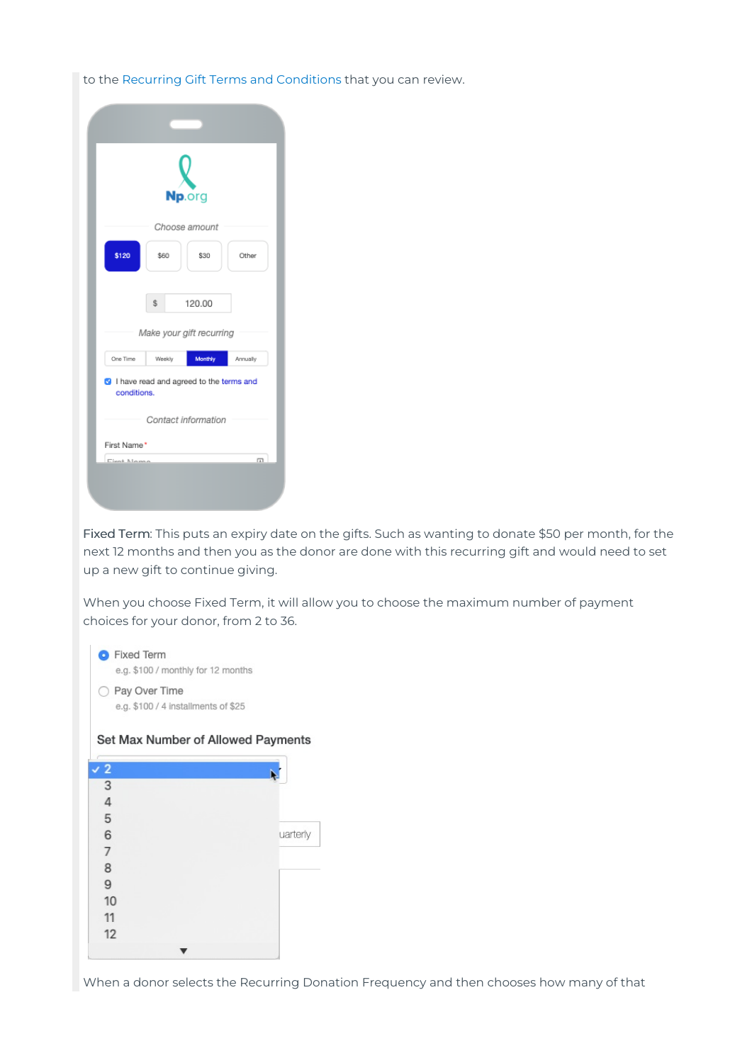to the Recurring Gift Terms and Conditions that you can review.

Fixed Term: This puts an expiry date on the gifts. Such as wanting to donate $50 per month, for the next 12 months and then you as the donor are done with this recurring gift and would need to set up a new gift to continue giving.

When you choose Fixed Term, it will allow you to choose the maximum number of payment choices for your donor, from 2 to 36.

When a donor selects the Recurring Donation Frequency and then chooses how many of that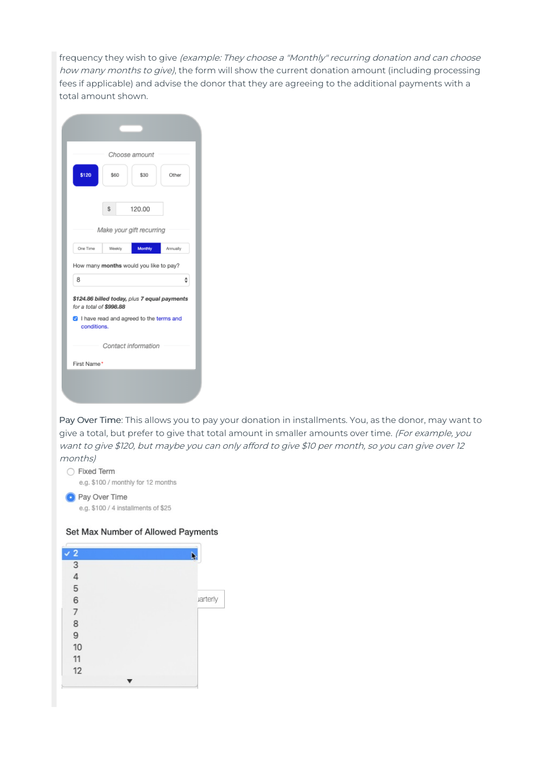frequency they wish to give *(example: They choose a "Monthly" recurring donation and can choose how many months to give)*, the form will show the current donation amount (including processing fees if applicable) and advise the donor that they are agreeing to the additional payments with a total amount shown.

Choose amount

$120 | $60 | $30 | Other

$ 120.00

Make your gift recurring

One Time | Weekly | Monthly | Annually

How many **months** would you like to pay?

8

***$124.86 billed today,** plus **7 equal payments** for a total of **$998.88***

I have read and agreed to the terms and conditions.

Contact information

First Name*

Pay Over Time: This allows you to pay your donation in installments. You, as the donor, may want to give a total, but prefer to give that total amount in smaller amounts over time. *(For example, you want to give $120, but maybe you can only afford to give $10 per month, so you can give over 12 months)*

Fixed Term
e.g. $100 / monthly for 12 months

Pay Over Time
e.g. $100 / 4 installments of $25

Set Max Number of Allowed Payments

2
3
4
5
6
7
8
9
10
11
12

uarterly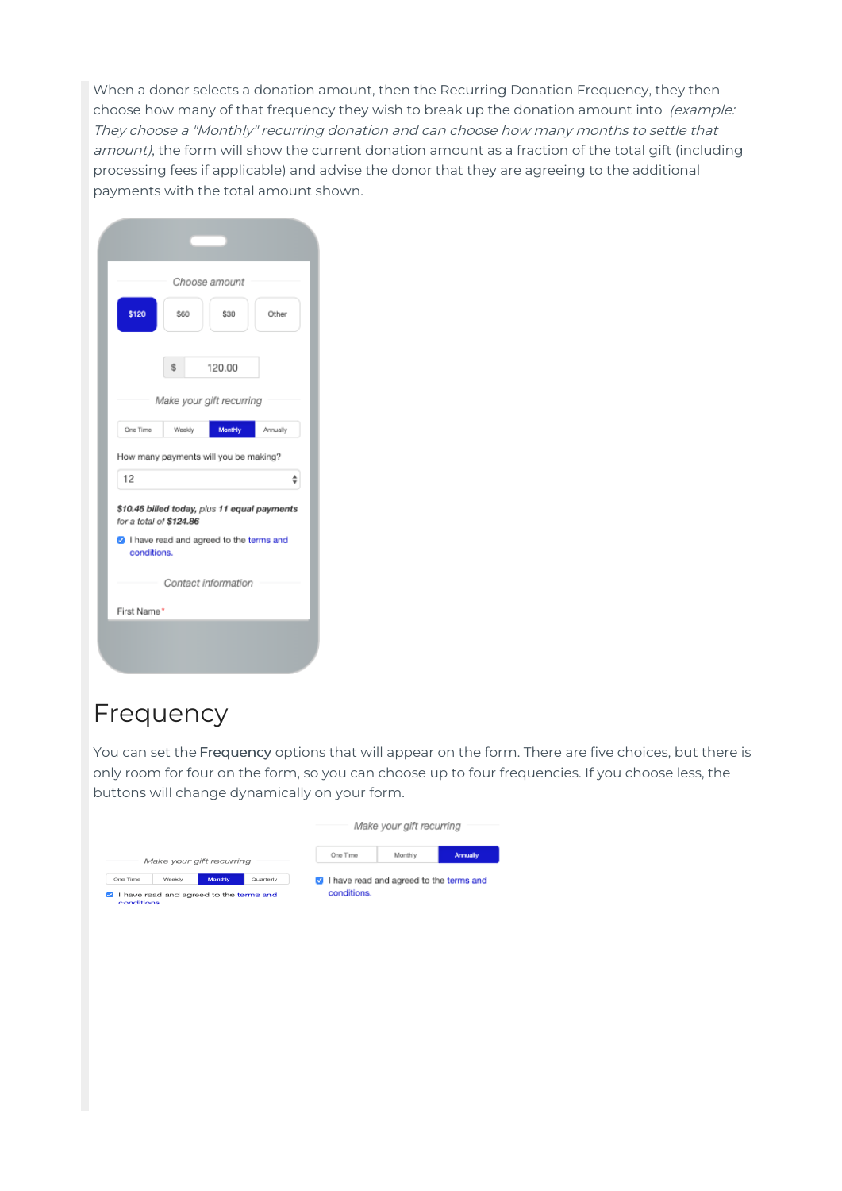When a donor selects a donation amount, then the Recurring Donation Frequency, they then choose how many of that frequency they wish to break up the donation amount into *(example: They choose a "Monthly" recurring donation and can choose how many months to settle that amount)*, the form will show the current donation amount as a fraction of the total gift (including processing fees if applicable) and advise the donor that they are agreeing to the additional payments with the total amount shown.

# Frequency

You can set the **Frequency** options that will appear on the form. There are five choices, but there is only room for four on the form, so you can choose up to four frequencies. If you choose less, the buttons will change dynamically on your form.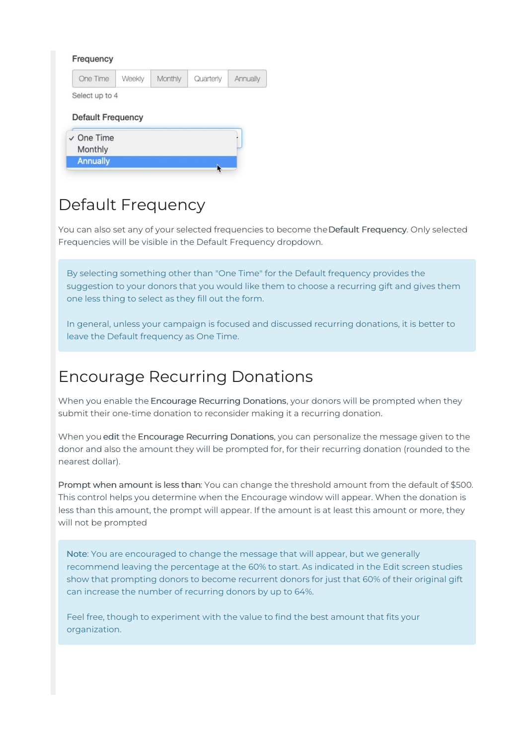Frequency

One Time | Weekly | Monthly | Quarterly | Annually

Select up to 4

Default Frequency

✓ One Time
Monthly
Annually

# Default Frequency

You can also set any of your selected frequencies to become the **Default Frequency**. Only selected Frequencies will be visible in the Default Frequency dropdown.

> By selecting something other than "One Time" for the Default frequency provides the suggestion to your donors that you would like them to choose a recurring gift and gives them one less thing to select as they fill out the form.
>
> In general, unless your campaign is focused and discussed recurring donations, it is better to leave the Default frequency as One Time.

# Encourage Recurring Donations

When you enable the **Encourage Recurring Donations**, your donors will be prompted when they submit their one-time donation to reconsider making it a recurring donation.

When you **edit** the **Encourage Recurring Donations**, you can personalize the message given to the donor and also the amount they will be prompted for, for their recurring donation (rounded to the nearest dollar).

**Prompt when amount is less than**: You can change the threshold amount from the default of $500. This control helps you determine when the Encourage window will appear. When the donation is less than this amount, the prompt will appear. If the amount is at least this amount or more, they will not be prompted

> **Note**: You are encouraged to change the message that will appear, but we generally recommend leaving the percentage at the 60% to start. As indicated in the Edit screen studies show that prompting donors to become recurrent donors for just that 60% of their original gift can increase the number of recurring donors by up to 64%.
>
> Feel free, though to experiment with the value to find the best amount that fits your organization.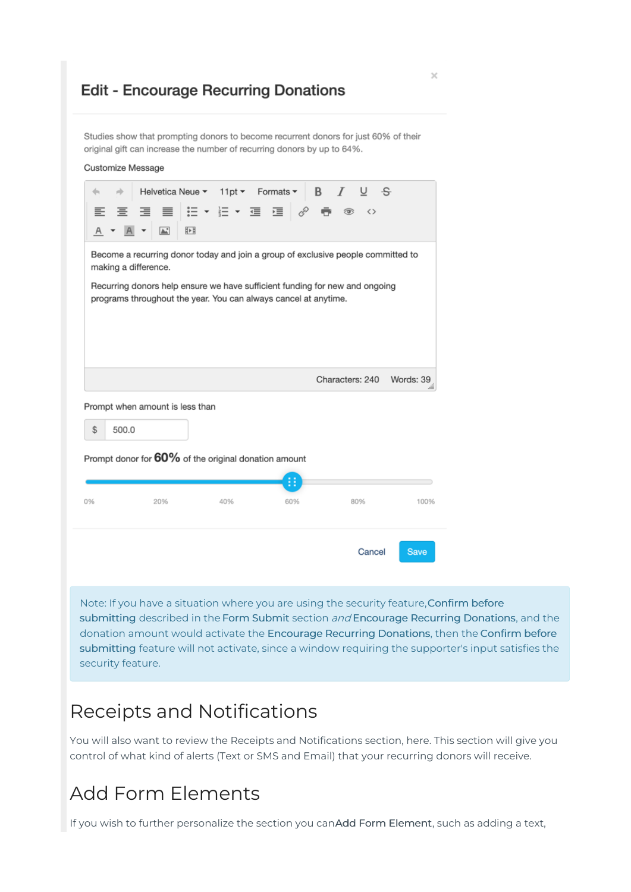## Edit - Encourage Recurring Donations

Studies show that prompting donors to become recurrent donors for just 60% of their original gift can increase the number of recurring donors by up to 64%.

Customize Message

Become a recurring donor today and join a group of exclusive people committed to making a difference.

Recurring donors help ensure we have sufficient funding for new and ongoing programs throughout the year. You can always cancel at anytime.

Characters: 240 Words: 39

Prompt when amount is less than

$ 500.0

Prompt donor for **60%** of the original donation amount

0% 20% 40% 60% 80% 100%

Cancel Save

Note: If you have a situation where you are using the security feature, Confirm before submitting described in the Form Submit section *and* Encourage Recurring Donations, and the donation amount would activate the Encourage Recurring Donations, then the Confirm before submitting feature will not activate, since a window requiring the supporter's input satisfies the security feature.

# Receipts and Notifications

You will also want to review the Receipts and Notifications section, here. This section will give you control of what kind of alerts (Text or SMS and Email) that your recurring donors will receive.

# Add Form Elements

If you wish to further personalize the section you can Add Form Element, such as adding a text,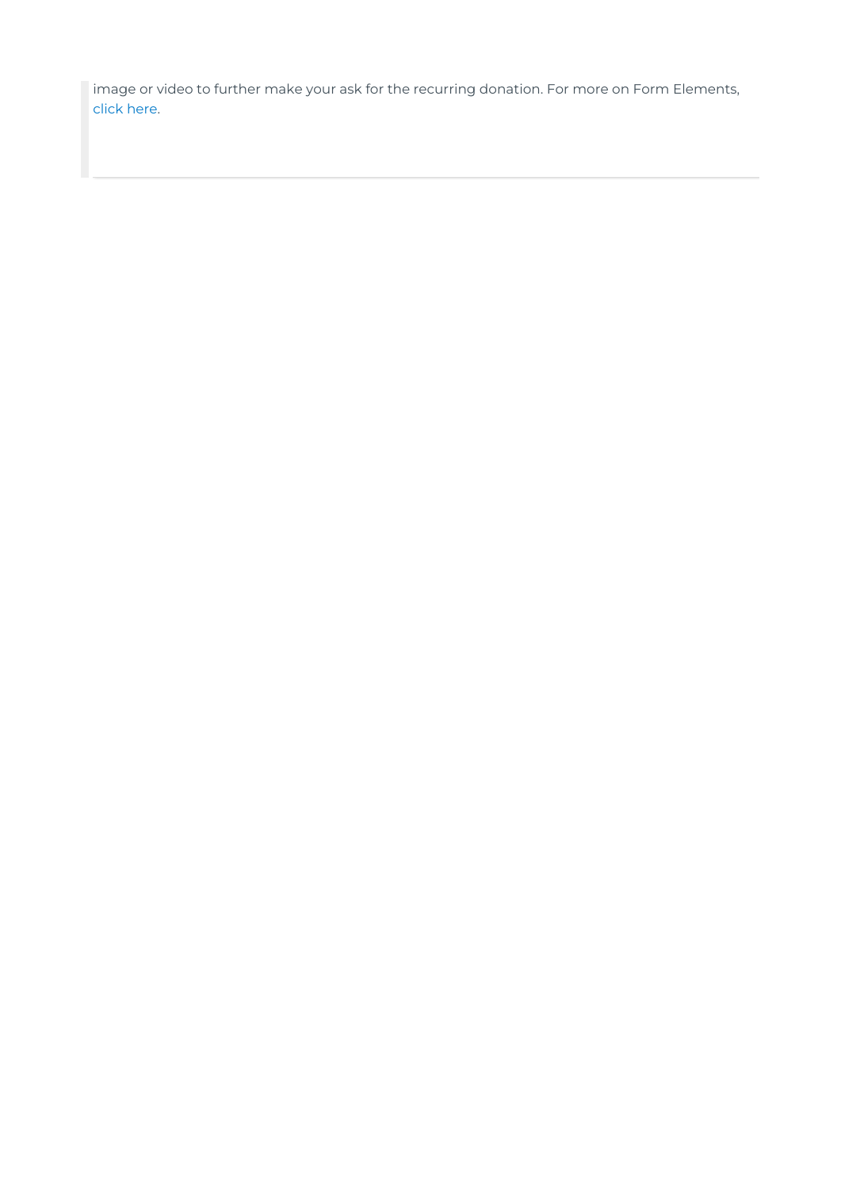> image or video to further make your ask for the recurring donation. For more on Form Elements, click here.